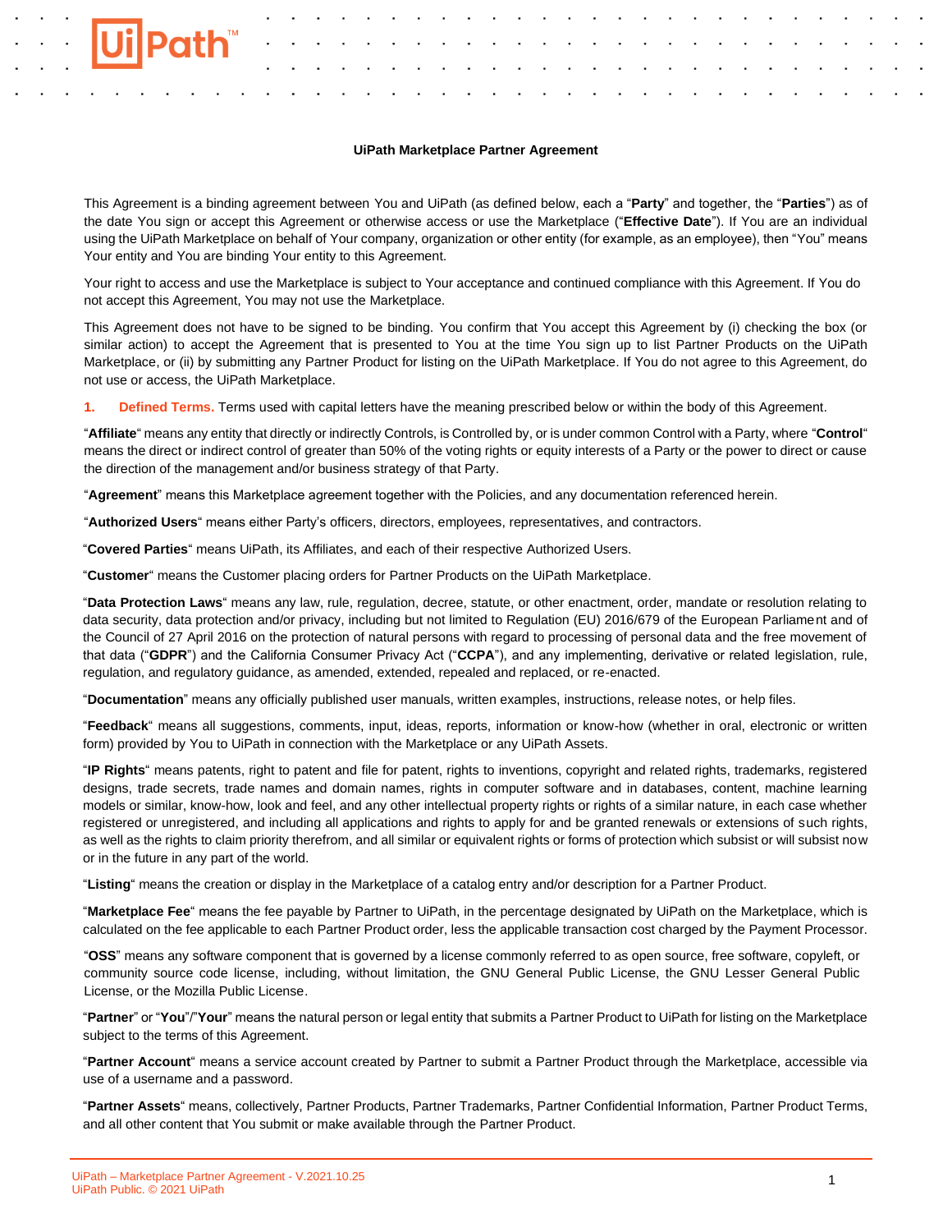# UiPath Marketplace Partner Agreement

This Agreement is a binding agreement between You and UiPath (as defined below, each a "**Party**" and together, the "**Parties**") as of the date You sign or accept this Agreement or otherwise access or use the Marketplace ("**Effective Date**"). If You are an individual using the UiPath Marketplace on behalf of Your company, organization or other entity (for example, as an employee), then "You" means Your entity and You are binding Your entity to this Agreement.

Your right to access and use the Marketplace is subject to Your acceptance and continued compliance with this Agreement. If You do not accept this Agreement, You may not use the Marketplace.

This Agreement does not have to be signed to be binding. You confirm that You accept this Agreement by (i) checking the box (or similar action) to accept the Agreement that is presented to You at the time You sign up to list Partner Products on the UiPath Marketplace, or (ii) by submitting any Partner Product for listing on the UiPath Marketplace. If You do not agree to this Agreement, do not use or access, the UiPath Marketplace.

**1. Defined Terms.** Terms used with capital letters have the meaning prescribed below or within the body of this Agreement.

"**Affiliate**" means any entity that directly or indirectly Controls, is Controlled by, or is under common Control with a Party, where "**Control**" means the direct or indirect control of greater than 50% of the voting rights or equity interests of a Party or the power to direct or cause the direction of the management and/or business strategy of that Party.

"**Agreement**" means this Marketplace agreement together with the Policies, and any documentation referenced herein.

"**Authorized Users**" means either Party's officers, directors, employees, representatives, and contractors.

"**Covered Parties**" means UiPath, its Affiliates, and each of their respective Authorized Users.

"**Customer**" means the Customer placing orders for Partner Products on the UiPath Marketplace.

"**Data Protection Laws**" means any law, rule, regulation, decree, statute, or other enactment, order, mandate or resolution relating to data security, data protection and/or privacy, including but not limited to Regulation (EU) 2016/679 of the European Parliament and of the Council of 27 April 2016 on the protection of natural persons with regard to processing of personal data and the free movement of that data ("**GDPR**") and the California Consumer Privacy Act ("**CCPA**"), and any implementing, derivative or related legislation, rule, regulation, and regulatory guidance, as amended, extended, repealed and replaced, or re-enacted.

"**Documentation**" means any officially published user manuals, written examples, instructions, release notes, or help files.

"**Feedback**" means all suggestions, comments, input, ideas, reports, information or know-how (whether in oral, electronic or written form) provided by You to UiPath in connection with the Marketplace or any UiPath Assets.

"**IP Rights**" means patents, right to patent and file for patent, rights to inventions, copyright and related rights, trademarks, registered designs, trade secrets, trade names and domain names, rights in computer software and in databases, content, machine learning models or similar, know-how, look and feel, and any other intellectual property rights or rights of a similar nature, in each case whether registered or unregistered, and including all applications and rights to apply for and be granted renewals or extensions of such rights, as well as the rights to claim priority therefrom, and all similar or equivalent rights or forms of protection which subsist or will subsist now or in the future in any part of the world.

"**Listing**" means the creation or display in the Marketplace of a catalog entry and/or description for a Partner Product.

"**Marketplace Fee**" means the fee payable by Partner to UiPath, in the percentage designated by UiPath on the Marketplace, which is calculated on the fee applicable to each Partner Product order, less the applicable transaction cost charged by the Payment Processor.

"**OSS**" means any software component that is governed by a license commonly referred to as open source, free software, copyleft, or community source code license, including, without limitation, the GNU General Public License, the GNU Lesser General Public License, or the Mozilla Public License.

"**Partner**" or "**You**"/"**Your**" means the natural person or legal entity that submits a Partner Product to UiPath for listing on the Marketplace subject to the terms of this Agreement.

"**Partner Account**" means a service account created by Partner to submit a Partner Product through the Marketplace, accessible via use of a username and a password.

"**Partner Assets**" means, collectively, Partner Products, Partner Trademarks, Partner Confidential Information, Partner Product Terms, and all other content that You submit or make available through the Partner Product.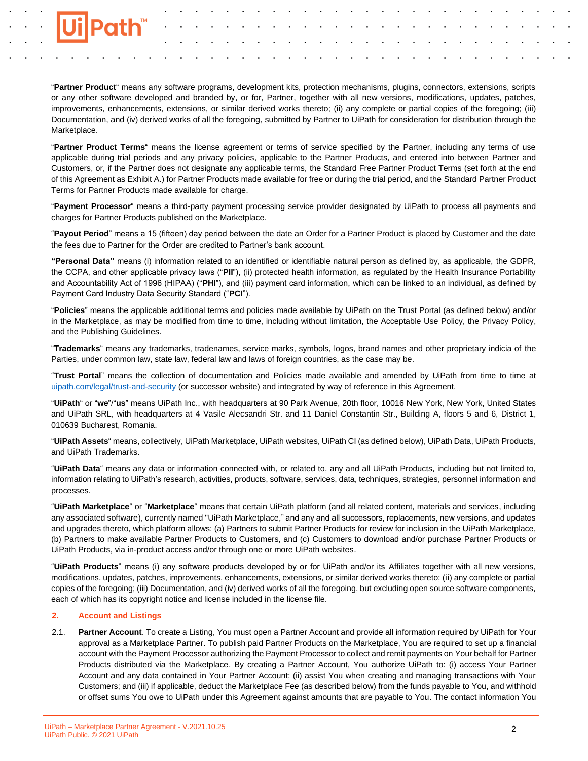"**Partner Product**" means any software programs, development kits, protection mechanisms, plugins, connectors, extensions, scripts or any other software developed and branded by, or for, Partner, together with all new versions, modifications, updates, patches, improvements, enhancements, extensions, or similar derived works thereto; (ii) any complete or partial copies of the foregoing; (iii) Documentation, and (iv) derived works of all the foregoing, submitted by Partner to UiPath for consideration for distribution through the Marketplace.

"**Partner Product Terms**" means the license agreement or terms of service specified by the Partner, including any terms of use applicable during trial periods and any privacy policies, applicable to the Partner Products, and entered into between Partner and Customers, or, if the Partner does not designate any applicable terms, the Standard Free Partner Product Terms (set forth at the end of this Agreement as Exhibit A.) for Partner Products made available for free or during the trial period, and the Standard Partner Product Terms for Partner Products made available for charge.

"**Payment Processor**" means a third-party payment processing service provider designated by UiPath to process all payments and charges for Partner Products published on the Marketplace.

"**Payout Period**" means a 15 (fifteen) day period between the date an Order for a Partner Product is placed by Customer and the date the fees due to Partner for the Order are credited to Partner's bank account.

**"Personal Data"** means (i) information related to an identified or identifiable natural person as defined by, as applicable, the GDPR, the CCPA, and other applicable privacy laws ("**PII**"), (ii) protected health information, as regulated by the Health Insurance Portability and Accountability Act of 1996 (HIPAA) ("**PHI**"), and (iii) payment card information, which can be linked to an individual, as defined by Payment Card Industry Data Security Standard ("**PCI**").

"**Policies**" means the applicable additional terms and policies made available by UiPath on the Trust Portal (as defined below) and/or in the Marketplace, as may be modified from time to time, including without limitation, the Acceptable Use Policy, the Privacy Policy, and the Publishing Guidelines.

"**Trademarks**" means any trademarks, tradenames, service marks, symbols, logos, brand names and other proprietary indicia of the Parties, under common law, state law, federal law and laws of foreign countries, as the case may be.

"**Trust Portal**" means the collection of documentation and Policies made available and amended by UiPath from time to time at uipath.com/legal/trust-and-security (or successor website) and integrated by way of reference in this Agreement.

"**UiPath**" or "**we**"/"**us**" means UiPath Inc., with headquarters at 90 Park Avenue, 20th floor, 10016 New York, New York, United States and UiPath SRL, with headquarters at 4 Vasile Alecsandri Str. and 11 Daniel Constantin Str., Building A, floors 5 and 6, District 1, 010639 Bucharest, Romania.

"**UiPath Assets**" means, collectively, UiPath Marketplace, UiPath websites, UiPath CI (as defined below), UiPath Data, UiPath Products, and UiPath Trademarks.

"**UiPath Data**" means any data or information connected with, or related to, any and all UiPath Products, including but not limited to, information relating to UiPath's research, activities, products, software, services, data, techniques, strategies, personnel information and processes.

"**UiPath Marketplace**" or "**Marketplace**" means that certain UiPath platform (and all related content, materials and services, including any associated software), currently named "UiPath Marketplace," and any and all successors, replacements, new versions, and updates and upgrades thereto, which platform allows: (a) Partners to submit Partner Products for review for inclusion in the UiPath Marketplace, (b) Partners to make available Partner Products to Customers, and (c) Customers to download and/or purchase Partner Products or UiPath Products, via in-product access and/or through one or more UiPath websites.

"**UiPath Products**" means (i) any software products developed by or for UiPath and/or its Affiliates together with all new versions, modifications, updates, patches, improvements, enhancements, extensions, or similar derived works thereto; (ii) any complete or partial copies of the foregoing; (iii) Documentation, and (iv) derived works of all the foregoing, but excluding open source software components, each of which has its copyright notice and license included in the license file.

## 2. Account and Listings

2.1. **Partner Account**. To create a Listing, You must open a Partner Account and provide all information required by UiPath for Your approval as a Marketplace Partner. To publish paid Partner Products on the Marketplace, You are required to set up a financial account with the Payment Processor authorizing the Payment Processor to collect and remit payments on Your behalf for Partner Products distributed via the Marketplace. By creating a Partner Account, You authorize UiPath to: (i) access Your Partner Account and any data contained in Your Partner Account; (ii) assist You when creating and managing transactions with Your Customers; and (iii) if applicable, deduct the Marketplace Fee (as described below) from the funds payable to You, and withhold or offset sums You owe to UiPath under this Agreement against amounts that are payable to You. The contact information You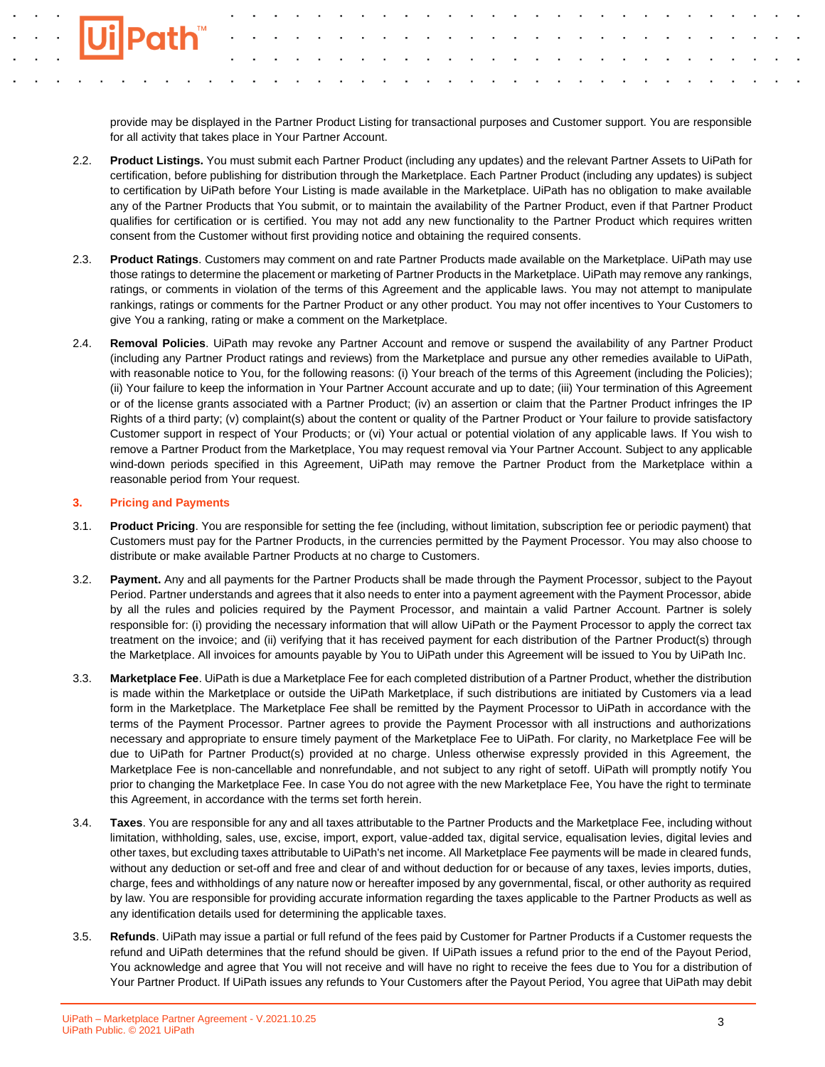provide may be displayed in the Partner Product Listing for transactional purposes and Customer support. You are responsible for all activity that takes place in Your Partner Account.

2.2. **Product Listings.** You must submit each Partner Product (including any updates) and the relevant Partner Assets to UiPath for certification, before publishing for distribution through the Marketplace. Each Partner Product (including any updates) is subject to certification by UiPath before Your Listing is made available in the Marketplace. UiPath has no obligation to make available any of the Partner Products that You submit, or to maintain the availability of the Partner Product, even if that Partner Product qualifies for certification or is certified. You may not add any new functionality to the Partner Product which requires written consent from the Customer without first providing notice and obtaining the required consents.

2.3. **Product Ratings**. Customers may comment on and rate Partner Products made available on the Marketplace. UiPath may use those ratings to determine the placement or marketing of Partner Products in the Marketplace. UiPath may remove any rankings, ratings, or comments in violation of the terms of this Agreement and the applicable laws. You may not attempt to manipulate rankings, ratings or comments for the Partner Product or any other product. You may not offer incentives to Your Customers to give You a ranking, rating or make a comment on the Marketplace.

2.4. **Removal Policies**. UiPath may revoke any Partner Account and remove or suspend the availability of any Partner Product (including any Partner Product ratings and reviews) from the Marketplace and pursue any other remedies available to UiPath, with reasonable notice to You, for the following reasons: (i) Your breach of the terms of this Agreement (including the Policies); (ii) Your failure to keep the information in Your Partner Account accurate and up to date; (iii) Your termination of this Agreement or of the license grants associated with a Partner Product; (iv) an assertion or claim that the Partner Product infringes the IP Rights of a third party; (v) complaint(s) about the content or quality of the Partner Product or Your failure to provide satisfactory Customer support in respect of Your Products; or (vi) Your actual or potential violation of any applicable laws. If You wish to remove a Partner Product from the Marketplace, You may request removal via Your Partner Account. Subject to any applicable wind-down periods specified in this Agreement, UiPath may remove the Partner Product from the Marketplace within a reasonable period from Your request.

## 3. Pricing and Payments

3.1. **Product Pricing**. You are responsible for setting the fee (including, without limitation, subscription fee or periodic payment) that Customers must pay for the Partner Products, in the currencies permitted by the Payment Processor. You may also choose to distribute or make available Partner Products at no charge to Customers.

3.2. **Payment.** Any and all payments for the Partner Products shall be made through the Payment Processor, subject to the Payout Period. Partner understands and agrees that it also needs to enter into a payment agreement with the Payment Processor, abide by all the rules and policies required by the Payment Processor, and maintain a valid Partner Account. Partner is solely responsible for: (i) providing the necessary information that will allow UiPath or the Payment Processor to apply the correct tax treatment on the invoice; and (ii) verifying that it has received payment for each distribution of the Partner Product(s) through the Marketplace. All invoices for amounts payable by You to UiPath under this Agreement will be issued to You by UiPath Inc.

3.3. **Marketplace Fee**. UiPath is due a Marketplace Fee for each completed distribution of a Partner Product, whether the distribution is made within the Marketplace or outside the UiPath Marketplace, if such distributions are initiated by Customers via a lead form in the Marketplace. The Marketplace Fee shall be remitted by the Payment Processor to UiPath in accordance with the terms of the Payment Processor. Partner agrees to provide the Payment Processor with all instructions and authorizations necessary and appropriate to ensure timely payment of the Marketplace Fee to UiPath. For clarity, no Marketplace Fee will be due to UiPath for Partner Product(s) provided at no charge. Unless otherwise expressly provided in this Agreement, the Marketplace Fee is non-cancellable and nonrefundable, and not subject to any right of setoff. UiPath will promptly notify You prior to changing the Marketplace Fee. In case You do not agree with the new Marketplace Fee, You have the right to terminate this Agreement, in accordance with the terms set forth herein.

3.4. **Taxes**. You are responsible for any and all taxes attributable to the Partner Products and the Marketplace Fee, including without limitation, withholding, sales, use, excise, import, export, value-added tax, digital service, equalisation levies, digital levies and other taxes, but excluding taxes attributable to UiPath's net income. All Marketplace Fee payments will be made in cleared funds, without any deduction or set-off and free and clear of and without deduction for or because of any taxes, levies imports, duties, charge, fees and withholdings of any nature now or hereafter imposed by any governmental, fiscal, or other authority as required by law. You are responsible for providing accurate information regarding the taxes applicable to the Partner Products as well as any identification details used for determining the applicable taxes.

3.5. **Refunds**. UiPath may issue a partial or full refund of the fees paid by Customer for Partner Products if a Customer requests the refund and UiPath determines that the refund should be given. If UiPath issues a refund prior to the end of the Payout Period, You acknowledge and agree that You will not receive and will have no right to receive the fees due to You for a distribution of Your Partner Product. If UiPath issues any refunds to Your Customers after the Payout Period, You agree that UiPath may debit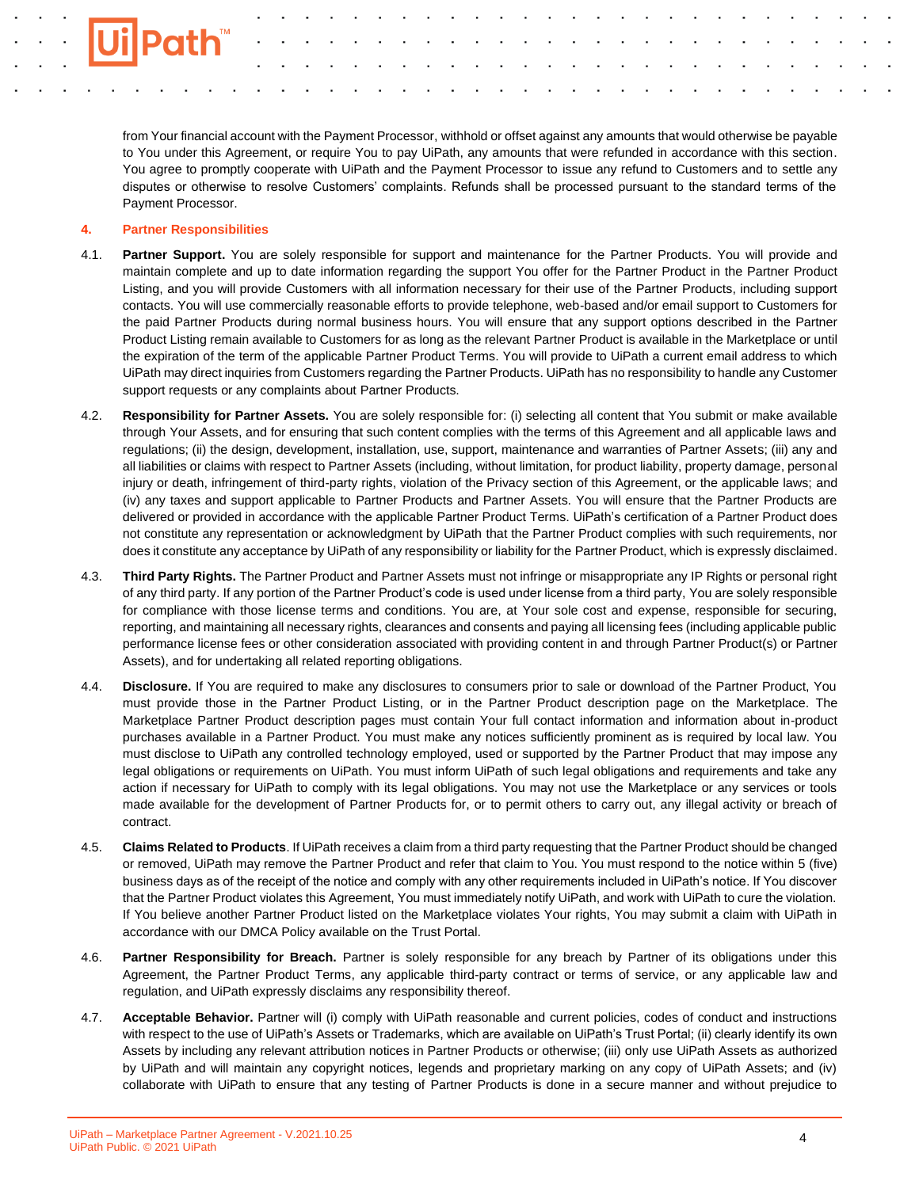from Your financial account with the Payment Processor, withhold or offset against any amounts that would otherwise be payable to You under this Agreement, or require You to pay UiPath, any amounts that were refunded in accordance with this section. You agree to promptly cooperate with UiPath and the Payment Processor to issue any refund to Customers and to settle any disputes or otherwise to resolve Customers' complaints. Refunds shall be processed pursuant to the standard terms of the Payment Processor.

## 4. Partner Responsibilities

4.1. **Partner Support.** You are solely responsible for support and maintenance for the Partner Products. You will provide and maintain complete and up to date information regarding the support You offer for the Partner Product in the Partner Product Listing, and you will provide Customers with all information necessary for their use of the Partner Products, including support contacts. You will use commercially reasonable efforts to provide telephone, web-based and/or email support to Customers for the paid Partner Products during normal business hours. You will ensure that any support options described in the Partner Product Listing remain available to Customers for as long as the relevant Partner Product is available in the Marketplace or until the expiration of the term of the applicable Partner Product Terms. You will provide to UiPath a current email address to which UiPath may direct inquiries from Customers regarding the Partner Products. UiPath has no responsibility to handle any Customer support requests or any complaints about Partner Products.

4.2. **Responsibility for Partner Assets.** You are solely responsible for: (i) selecting all content that You submit or make available through Your Assets, and for ensuring that such content complies with the terms of this Agreement and all applicable laws and regulations; (ii) the design, development, installation, use, support, maintenance and warranties of Partner Assets; (iii) any and all liabilities or claims with respect to Partner Assets (including, without limitation, for product liability, property damage, personal injury or death, infringement of third-party rights, violation of the Privacy section of this Agreement, or the applicable laws; and (iv) any taxes and support applicable to Partner Products and Partner Assets. You will ensure that the Partner Products are delivered or provided in accordance with the applicable Partner Product Terms. UiPath's certification of a Partner Product does not constitute any representation or acknowledgment by UiPath that the Partner Product complies with such requirements, nor does it constitute any acceptance by UiPath of any responsibility or liability for the Partner Product, which is expressly disclaimed.

4.3. **Third Party Rights.** The Partner Product and Partner Assets must not infringe or misappropriate any IP Rights or personal right of any third party. If any portion of the Partner Product's code is used under license from a third party, You are solely responsible for compliance with those license terms and conditions. You are, at Your sole cost and expense, responsible for securing, reporting, and maintaining all necessary rights, clearances and consents and paying all licensing fees (including applicable public performance license fees or other consideration associated with providing content in and through Partner Product(s) or Partner Assets), and for undertaking all related reporting obligations.

4.4. **Disclosure.** If You are required to make any disclosures to consumers prior to sale or download of the Partner Product, You must provide those in the Partner Product Listing, or in the Partner Product description page on the Marketplace. The Marketplace Partner Product description pages must contain Your full contact information and information about in-product purchases available in a Partner Product. You must make any notices sufficiently prominent as is required by local law. You must disclose to UiPath any controlled technology employed, used or supported by the Partner Product that may impose any legal obligations or requirements on UiPath. You must inform UiPath of such legal obligations and requirements and take any action if necessary for UiPath to comply with its legal obligations. You may not use the Marketplace or any services or tools made available for the development of Partner Products for, or to permit others to carry out, any illegal activity or breach of contract.

4.5. **Claims Related to Products**. If UiPath receives a claim from a third party requesting that the Partner Product should be changed or removed, UiPath may remove the Partner Product and refer that claim to You. You must respond to the notice within 5 (five) business days as of the receipt of the notice and comply with any other requirements included in UiPath's notice. If You discover that the Partner Product violates this Agreement, You must immediately notify UiPath, and work with UiPath to cure the violation. If You believe another Partner Product listed on the Marketplace violates Your rights, You may submit a claim with UiPath in accordance with our DMCA Policy available on the Trust Portal.

4.6. **Partner Responsibility for Breach.** Partner is solely responsible for any breach by Partner of its obligations under this Agreement, the Partner Product Terms, any applicable third-party contract or terms of service, or any applicable law and regulation, and UiPath expressly disclaims any responsibility thereof.

4.7. **Acceptable Behavior.** Partner will (i) comply with UiPath reasonable and current policies, codes of conduct and instructions with respect to the use of UiPath's Assets or Trademarks, which are available on UiPath's Trust Portal; (ii) clearly identify its own Assets by including any relevant attribution notices in Partner Products or otherwise; (iii) only use UiPath Assets as authorized by UiPath and will maintain any copyright notices, legends and proprietary marking on any copy of UiPath Assets; and (iv) collaborate with UiPath to ensure that any testing of Partner Products is done in a secure manner and without prejudice to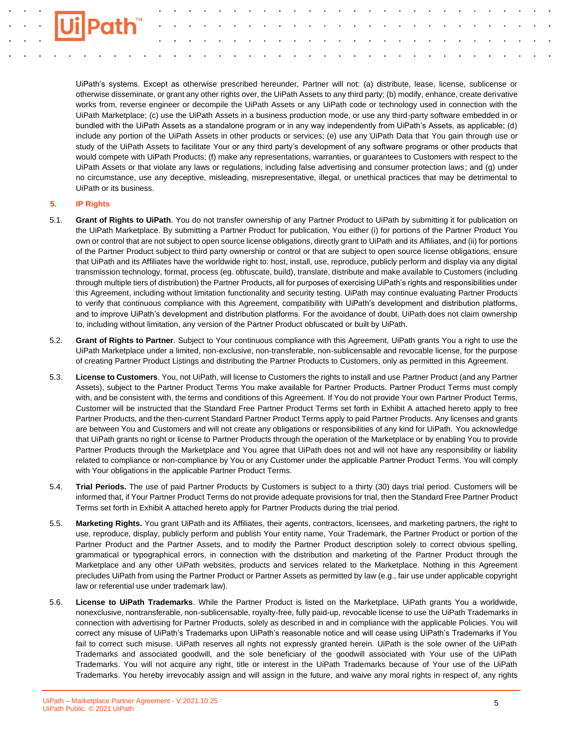UiPath's systems. Except as otherwise prescribed hereunder, Partner will not: (a) distribute, lease, license, sublicense or otherwise disseminate, or grant any other rights over, the UiPath Assets to any third party; (b) modify, enhance, create derivative works from, reverse engineer or decompile the UiPath Assets or any UiPath code or technology used in connection with the UiPath Marketplace; (c) use the UiPath Assets in a business production mode, or use any third-party software embedded in or bundled with the UiPath Assets as a standalone program or in any way independently from UiPath's Assets, as applicable; (d) include any portion of the UiPath Assets in other products or services; (e) use any UiPath Data that You gain through use or study of the UiPath Assets to facilitate Your or any third party's development of any software programs or other products that would compete with UiPath Products; (f) make any representations, warranties, or guarantees to Customers with respect to the UiPath Assets or that violate any laws or regulations, including false advertising and consumer protection laws; and (g) under no circumstance, use any deceptive, misleading, misrepresentative, illegal, or unethical practices that may be detrimental to UiPath or its business.

## 5. IP Rights

5.1. **Grant of Rights to UiPath**. You do not transfer ownership of any Partner Product to UiPath by submitting it for publication on the UiPath Marketplace. By submitting a Partner Product for publication, You either (i) for portions of the Partner Product You own or control that are not subject to open source license obligations, directly grant to UiPath and its Affiliates, and (ii) for portions of the Partner Product subject to third party ownership or control or that are subject to open source license obligations, ensure that UiPath and its Affiliates have the worldwide right to: host, install, use, reproduce, publicly perform and display via any digital transmission technology, format, process (eg. obfuscate, build), translate, distribute and make available to Customers (including through multiple tiers of distribution) the Partner Products, all for purposes of exercising UiPath's rights and responsibilities under this Agreement, including without limitation functionality and security testing. UiPath may continue evaluating Partner Products to verify that continuous compliance with this Agreement, compatibility with UiPath's development and distribution platforms, and to improve UiPath's development and distribution platforms. For the avoidance of doubt, UiPath does not claim ownership to, including without limitation, any version of the Partner Product obfuscated or built by UiPath.

5.2. **Grant of Rights to Partner**. Subject to Your continuous compliance with this Agreement, UiPath grants You a right to use the UiPath Marketplace under a limited, non-exclusive, non-transferable, non-sublicensable and revocable license, for the purpose of creating Partner Product Listings and distributing the Partner Products to Customers, only as permitted in this Agreement.

5.3. **License to Customers**. You, not UiPath, will license to Customers the rights to install and use Partner Product (and any Partner Assets), subject to the Partner Product Terms You make available for Partner Products. Partner Product Terms must comply with, and be consistent with, the terms and conditions of this Agreement. If You do not provide Your own Partner Product Terms, Customer will be instructed that the Standard Free Partner Product Terms set forth in Exhibit A attached hereto apply to free Partner Products, and the then-current Standard Partner Product Terms apply to paid Partner Products. Any licenses and grants are between You and Customers and will not create any obligations or responsibilities of any kind for UiPath. You acknowledge that UiPath grants no right or license to Partner Products through the operation of the Marketplace or by enabling You to provide Partner Products through the Marketplace and You agree that UiPath does not and will not have any responsibility or liability related to compliance or non-compliance by You or any Customer under the applicable Partner Product Terms. You will comply with Your obligations in the applicable Partner Product Terms.

5.4. **Trial Periods.** The use of paid Partner Products by Customers is subject to a thirty (30) days trial period. Customers will be informed that, if Your Partner Product Terms do not provide adequate provisions for trial, then the Standard Free Partner Product Terms set forth in Exhibit A attached hereto apply for Partner Products during the trial period.

5.5. **Marketing Rights.** You grant UiPath and its Affiliates, their agents, contractors, licensees, and marketing partners, the right to use, reproduce, display, publicly perform and publish Your entity name, Your Trademark, the Partner Product or portion of the Partner Product and the Partner Assets, and to modify the Partner Product description solely to correct obvious spelling, grammatical or typographical errors, in connection with the distribution and marketing of the Partner Product through the Marketplace and any other UiPath websites, products and services related to the Marketplace. Nothing in this Agreement precludes UiPath from using the Partner Product or Partner Assets as permitted by law (e.g., fair use under applicable copyright law or referential use under trademark law).

5.6. **License to UiPath Trademarks**. While the Partner Product is listed on the Marketplace, UiPath grants You a worldwide, nonexclusive, nontransferable, non-sublicensable, royalty-free, fully paid-up, revocable license to use the UiPath Trademarks in connection with advertising for Partner Products, solely as described in and in compliance with the applicable Policies. You will correct any misuse of UiPath's Trademarks upon UiPath's reasonable notice and will cease using UiPath's Trademarks if You fail to correct such misuse. UiPath reserves all rights not expressly granted herein. UiPath is the sole owner of the UiPath Trademarks and associated goodwill, and the sole beneficiary of the goodwill associated with Your use of the UiPath Trademarks. You will not acquire any right, title or interest in the UiPath Trademarks because of Your use of the UiPath Trademarks. You hereby irrevocably assign and will assign in the future, and waive any moral rights in respect of, any rights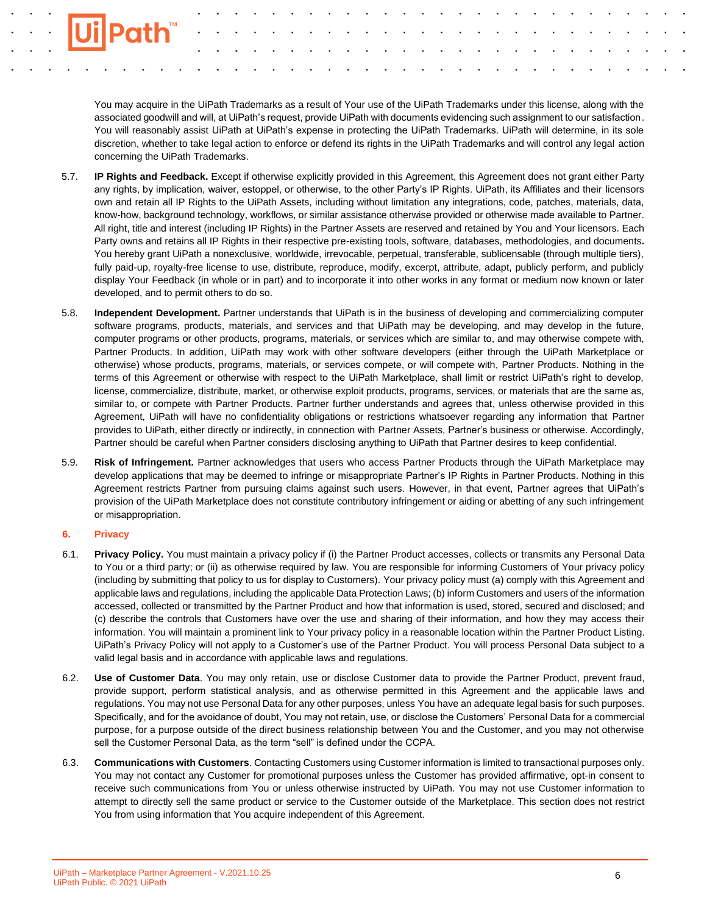You may acquire in the UiPath Trademarks as a result of Your use of the UiPath Trademarks under this license, along with the associated goodwill and will, at UiPath's request, provide UiPath with documents evidencing such assignment to our satisfaction. You will reasonably assist UiPath at UiPath's expense in protecting the UiPath Trademarks. UiPath will determine, in its sole discretion, whether to take legal action to enforce or defend its rights in the UiPath Trademarks and will control any legal action concerning the UiPath Trademarks.

5.7. **IP Rights and Feedback.** Except if otherwise explicitly provided in this Agreement, this Agreement does not grant either Party any rights, by implication, waiver, estoppel, or otherwise, to the other Party's IP Rights. UiPath, its Affiliates and their licensors own and retain all IP Rights to the UiPath Assets, including without limitation any integrations, code, patches, materials, data, know-how, background technology, workflows, or similar assistance otherwise provided or otherwise made available to Partner. All right, title and interest (including IP Rights) in the Partner Assets are reserved and retained by You and Your licensors. Each Party owns and retains all IP Rights in their respective pre-existing tools, software, databases, methodologies, and documents**.** You hereby grant UiPath a nonexclusive, worldwide, irrevocable, perpetual, transferable, sublicensable (through multiple tiers), fully paid-up, royalty-free license to use, distribute, reproduce, modify, excerpt, attribute, adapt, publicly perform, and publicly display Your Feedback (in whole or in part) and to incorporate it into other works in any format or medium now known or later developed, and to permit others to do so.

5.8. **Independent Development.** Partner understands that UiPath is in the business of developing and commercializing computer software programs, products, materials, and services and that UiPath may be developing, and may develop in the future, computer programs or other products, programs, materials, or services which are similar to, and may otherwise compete with, Partner Products. In addition, UiPath may work with other software developers (either through the UiPath Marketplace or otherwise) whose products, programs, materials, or services compete, or will compete with, Partner Products. Nothing in the terms of this Agreement or otherwise with respect to the UiPath Marketplace, shall limit or restrict UiPath's right to develop, license, commercialize, distribute, market, or otherwise exploit products, programs, services, or materials that are the same as, similar to, or compete with Partner Products. Partner further understands and agrees that, unless otherwise provided in this Agreement, UiPath will have no confidentiality obligations or restrictions whatsoever regarding any information that Partner provides to UiPath, either directly or indirectly, in connection with Partner Assets, Partner's business or otherwise. Accordingly, Partner should be careful when Partner considers disclosing anything to UiPath that Partner desires to keep confidential.

5.9. **Risk of Infringement.** Partner acknowledges that users who access Partner Products through the UiPath Marketplace may develop applications that may be deemed to infringe or misappropriate Partner's IP Rights in Partner Products. Nothing in this Agreement restricts Partner from pursuing claims against such users. However, in that event, Partner agrees that UiPath's provision of the UiPath Marketplace does not constitute contributory infringement or aiding or abetting of any such infringement or misappropriation.

## 6. Privacy

6.1. **Privacy Policy.** You must maintain a privacy policy if (i) the Partner Product accesses, collects or transmits any Personal Data to You or a third party; or (ii) as otherwise required by law. You are responsible for informing Customers of Your privacy policy (including by submitting that policy to us for display to Customers). Your privacy policy must (a) comply with this Agreement and applicable laws and regulations, including the applicable Data Protection Laws; (b) inform Customers and users of the information accessed, collected or transmitted by the Partner Product and how that information is used, stored, secured and disclosed; and (c) describe the controls that Customers have over the use and sharing of their information, and how they may access their information. You will maintain a prominent link to Your privacy policy in a reasonable location within the Partner Product Listing. UiPath's Privacy Policy will not apply to a Customer's use of the Partner Product. You will process Personal Data subject to a valid legal basis and in accordance with applicable laws and regulations.

6.2. **Use of Customer Data**. You may only retain, use or disclose Customer data to provide the Partner Product, prevent fraud, provide support, perform statistical analysis, and as otherwise permitted in this Agreement and the applicable laws and regulations. You may not use Personal Data for any other purposes, unless You have an adequate legal basis for such purposes. Specifically, and for the avoidance of doubt, You may not retain, use, or disclose the Customers' Personal Data for a commercial purpose, for a purpose outside of the direct business relationship between You and the Customer, and you may not otherwise sell the Customer Personal Data, as the term "sell" is defined under the CCPA.

6.3. **Communications with Customers**. Contacting Customers using Customer information is limited to transactional purposes only. You may not contact any Customer for promotional purposes unless the Customer has provided affirmative, opt-in consent to receive such communications from You or unless otherwise instructed by UiPath. You may not use Customer information to attempt to directly sell the same product or service to the Customer outside of the Marketplace. This section does not restrict You from using information that You acquire independent of this Agreement.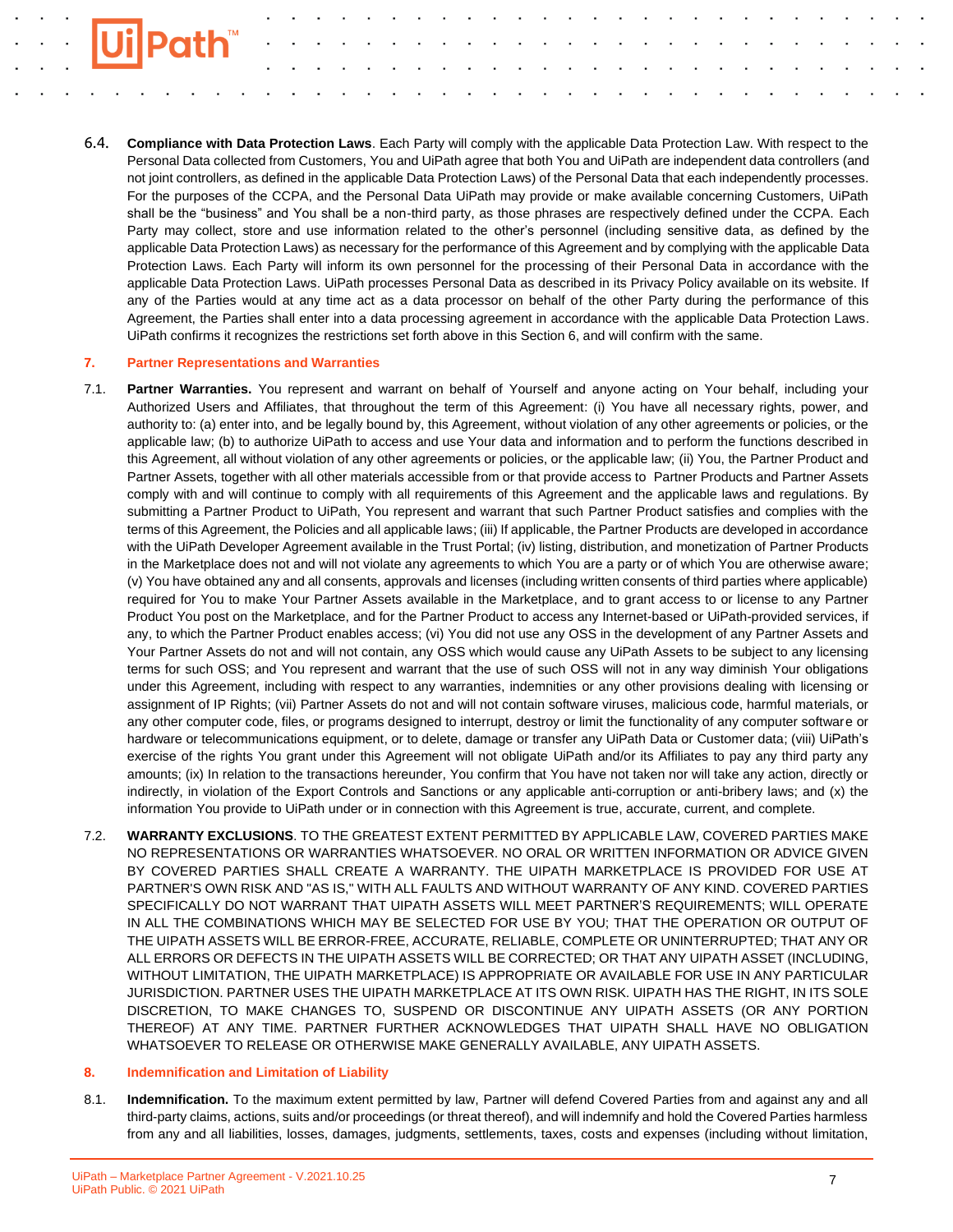6.4. **Compliance with Data Protection Laws**. Each Party will comply with the applicable Data Protection Law. With respect to the Personal Data collected from Customers, You and UiPath agree that both You and UiPath are independent data controllers (and not joint controllers, as defined in the applicable Data Protection Laws) of the Personal Data that each independently processes. For the purposes of the CCPA, and the Personal Data UiPath may provide or make available concerning Customers, UiPath shall be the "business" and You shall be a non-third party, as those phrases are respectively defined under the CCPA. Each Party may collect, store and use information related to the other's personnel (including sensitive data, as defined by the applicable Data Protection Laws) as necessary for the performance of this Agreement and by complying with the applicable Data Protection Laws. Each Party will inform its own personnel for the processing of their Personal Data in accordance with the applicable Data Protection Laws. UiPath processes Personal Data as described in its Privacy Policy available on its website. If any of the Parties would at any time act as a data processor on behalf of the other Party during the performance of this Agreement, the Parties shall enter into a data processing agreement in accordance with the applicable Data Protection Laws. UiPath confirms it recognizes the restrictions set forth above in this Section 6, and will confirm with the same.

## 7. Partner Representations and Warranties

7.1. **Partner Warranties.** You represent and warrant on behalf of Yourself and anyone acting on Your behalf, including your Authorized Users and Affiliates, that throughout the term of this Agreement: (i) You have all necessary rights, power, and authority to: (a) enter into, and be legally bound by, this Agreement, without violation of any other agreements or policies, or the applicable law; (b) to authorize UiPath to access and use Your data and information and to perform the functions described in this Agreement, all without violation of any other agreements or policies, or the applicable law; (ii) You, the Partner Product and Partner Assets, together with all other materials accessible from or that provide access to Partner Products and Partner Assets comply with and will continue to comply with all requirements of this Agreement and the applicable laws and regulations. By submitting a Partner Product to UiPath, You represent and warrant that such Partner Product satisfies and complies with the terms of this Agreement, the Policies and all applicable laws; (iii) If applicable, the Partner Products are developed in accordance with the UiPath Developer Agreement available in the Trust Portal; (iv) listing, distribution, and monetization of Partner Products in the Marketplace does not and will not violate any agreements to which You are a party or of which You are otherwise aware; (v) You have obtained any and all consents, approvals and licenses (including written consents of third parties where applicable) required for You to make Your Partner Assets available in the Marketplace, and to grant access to or license to any Partner Product You post on the Marketplace, and for the Partner Product to access any Internet-based or UiPath-provided services, if any, to which the Partner Product enables access; (vi) You did not use any OSS in the development of any Partner Assets and Your Partner Assets do not and will not contain, any OSS which would cause any UiPath Assets to be subject to any licensing terms for such OSS; and You represent and warrant that the use of such OSS will not in any way diminish Your obligations under this Agreement, including with respect to any warranties, indemnities or any other provisions dealing with licensing or assignment of IP Rights; (vii) Partner Assets do not and will not contain software viruses, malicious code, harmful materials, or any other computer code, files, or programs designed to interrupt, destroy or limit the functionality of any computer software or hardware or telecommunications equipment, or to delete, damage or transfer any UiPath Data or Customer data; (viii) UiPath's exercise of the rights You grant under this Agreement will not obligate UiPath and/or its Affiliates to pay any third party any amounts; (ix) In relation to the transactions hereunder, You confirm that You have not taken nor will take any action, directly or indirectly, in violation of the Export Controls and Sanctions or any applicable anti-corruption or anti-bribery laws; and (x) the information You provide to UiPath under or in connection with this Agreement is true, accurate, current, and complete.

7.2. **WARRANTY EXCLUSIONS**. TO THE GREATEST EXTENT PERMITTED BY APPLICABLE LAW, COVERED PARTIES MAKE NO REPRESENTATIONS OR WARRANTIES WHATSOEVER. NO ORAL OR WRITTEN INFORMATION OR ADVICE GIVEN BY COVERED PARTIES SHALL CREATE A WARRANTY. THE UIPATH MARKETPLACE IS PROVIDED FOR USE AT PARTNER'S OWN RISK AND "AS IS," WITH ALL FAULTS AND WITHOUT WARRANTY OF ANY KIND. COVERED PARTIES SPECIFICALLY DO NOT WARRANT THAT UIPATH ASSETS WILL MEET PARTNER'S REQUIREMENTS; WILL OPERATE IN ALL THE COMBINATIONS WHICH MAY BE SELECTED FOR USE BY YOU; THAT THE OPERATION OR OUTPUT OF THE UIPATH ASSETS WILL BE ERROR-FREE, ACCURATE, RELIABLE, COMPLETE OR UNINTERRUPTED; THAT ANY OR ALL ERRORS OR DEFECTS IN THE UIPATH ASSETS WILL BE CORRECTED; OR THAT ANY UIPATH ASSET (INCLUDING, WITHOUT LIMITATION, THE UIPATH MARKETPLACE) IS APPROPRIATE OR AVAILABLE FOR USE IN ANY PARTICULAR JURISDICTION. PARTNER USES THE UIPATH MARKETPLACE AT ITS OWN RISK. UIPATH HAS THE RIGHT, IN ITS SOLE DISCRETION, TO MAKE CHANGES TO, SUSPEND OR DISCONTINUE ANY UIPATH ASSETS (OR ANY PORTION THEREOF) AT ANY TIME. PARTNER FURTHER ACKNOWLEDGES THAT UIPATH SHALL HAVE NO OBLIGATION WHATSOEVER TO RELEASE OR OTHERWISE MAKE GENERALLY AVAILABLE, ANY UIPATH ASSETS.

## 8. Indemnification and Limitation of Liability

8.1. **Indemnification.** To the maximum extent permitted by law, Partner will defend Covered Parties from and against any and all third-party claims, actions, suits and/or proceedings (or threat thereof), and will indemnify and hold the Covered Parties harmless from any and all liabilities, losses, damages, judgments, settlements, taxes, costs and expenses (including without limitation,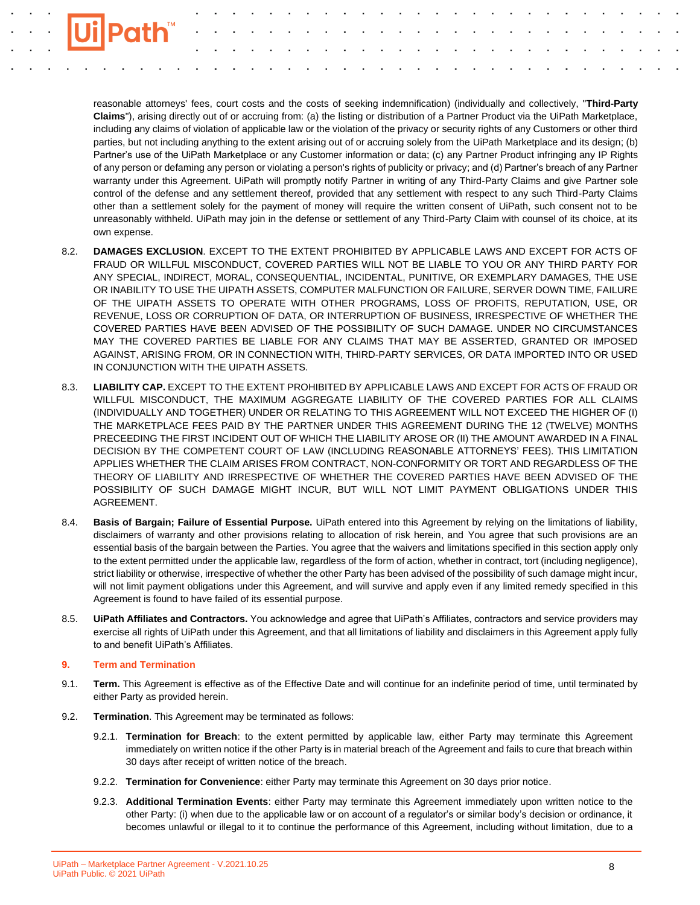reasonable attorneys' fees, court costs and the costs of seeking indemnification) (individually and collectively, "**Third-Party Claims**"), arising directly out of or accruing from: (a) the listing or distribution of a Partner Product via the UiPath Marketplace, including any claims of violation of applicable law or the violation of the privacy or security rights of any Customers or other third parties, but not including anything to the extent arising out of or accruing solely from the UiPath Marketplace and its design; (b) Partner's use of the UiPath Marketplace or any Customer information or data; (c) any Partner Product infringing any IP Rights of any person or defaming any person or violating a person's rights of publicity or privacy; and (d) Partner's breach of any Partner warranty under this Agreement. UiPath will promptly notify Partner in writing of any Third-Party Claims and give Partner sole control of the defense and any settlement thereof, provided that any settlement with respect to any such Third-Party Claims other than a settlement solely for the payment of money will require the written consent of UiPath, such consent not to be unreasonably withheld. UiPath may join in the defense or settlement of any Third-Party Claim with counsel of its choice, at its own expense.

8.2. **DAMAGES EXCLUSION**. EXCEPT TO THE EXTENT PROHIBITED BY APPLICABLE LAWS AND EXCEPT FOR ACTS OF FRAUD OR WILLFUL MISCONDUCT, COVERED PARTIES WILL NOT BE LIABLE TO YOU OR ANY THIRD PARTY FOR ANY SPECIAL, INDIRECT, MORAL, CONSEQUENTIAL, INCIDENTAL, PUNITIVE, OR EXEMPLARY DAMAGES, THE USE OR INABILITY TO USE THE UIPATH ASSETS, COMPUTER MALFUNCTION OR FAILURE, SERVER DOWN TIME, FAILURE OF THE UIPATH ASSETS TO OPERATE WITH OTHER PROGRAMS, LOSS OF PROFITS, REPUTATION, USE, OR REVENUE, LOSS OR CORRUPTION OF DATA, OR INTERRUPTION OF BUSINESS, IRRESPECTIVE OF WHETHER THE COVERED PARTIES HAVE BEEN ADVISED OF THE POSSIBILITY OF SUCH DAMAGE. UNDER NO CIRCUMSTANCES MAY THE COVERED PARTIES BE LIABLE FOR ANY CLAIMS THAT MAY BE ASSERTED, GRANTED OR IMPOSED AGAINST, ARISING FROM, OR IN CONNECTION WITH, THIRD-PARTY SERVICES, OR DATA IMPORTED INTO OR USED IN CONJUNCTION WITH THE UIPATH ASSETS.

8.3. **LIABILITY CAP.** EXCEPT TO THE EXTENT PROHIBITED BY APPLICABLE LAWS AND EXCEPT FOR ACTS OF FRAUD OR WILLFUL MISCONDUCT, THE MAXIMUM AGGREGATE LIABILITY OF THE COVERED PARTIES FOR ALL CLAIMS (INDIVIDUALLY AND TOGETHER) UNDER OR RELATING TO THIS AGREEMENT WILL NOT EXCEED THE HIGHER OF (I) THE MARKETPLACE FEES PAID BY THE PARTNER UNDER THIS AGREEMENT DURING THE 12 (TWELVE) MONTHS PRECEEDING THE FIRST INCIDENT OUT OF WHICH THE LIABILITY AROSE OR (II) THE AMOUNT AWARDED IN A FINAL DECISION BY THE COMPETENT COURT OF LAW (INCLUDING REASONABLE ATTORNEYS' FEES). THIS LIMITATION APPLIES WHETHER THE CLAIM ARISES FROM CONTRACT, NON-CONFORMITY OR TORT AND REGARDLESS OF THE THEORY OF LIABILITY AND IRRESPECTIVE OF WHETHER THE COVERED PARTIES HAVE BEEN ADVISED OF THE POSSIBILITY OF SUCH DAMAGE MIGHT INCUR, BUT WILL NOT LIMIT PAYMENT OBLIGATIONS UNDER THIS AGREEMENT.

8.4. **Basis of Bargain; Failure of Essential Purpose.** UiPath entered into this Agreement by relying on the limitations of liability, disclaimers of warranty and other provisions relating to allocation of risk herein, and You agree that such provisions are an essential basis of the bargain between the Parties. You agree that the waivers and limitations specified in this section apply only to the extent permitted under the applicable law, regardless of the form of action, whether in contract, tort (including negligence), strict liability or otherwise, irrespective of whether the other Party has been advised of the possibility of such damage might incur, will not limit payment obligations under this Agreement, and will survive and apply even if any limited remedy specified in this Agreement is found to have failed of its essential purpose.

8.5. **UiPath Affiliates and Contractors.** You acknowledge and agree that UiPath's Affiliates, contractors and service providers may exercise all rights of UiPath under this Agreement, and that all limitations of liability and disclaimers in this Agreement apply fully to and benefit UiPath's Affiliates.

## 9. Term and Termination

9.1. **Term.** This Agreement is effective as of the Effective Date and will continue for an indefinite period of time, until terminated by either Party as provided herein.

9.2. **Termination**. This Agreement may be terminated as follows:

9.2.1. **Termination for Breach**: to the extent permitted by applicable law, either Party may terminate this Agreement immediately on written notice if the other Party is in material breach of the Agreement and fails to cure that breach within 30 days after receipt of written notice of the breach.

9.2.2. **Termination for Convenience**: either Party may terminate this Agreement on 30 days prior notice.

9.2.3. **Additional Termination Events**: either Party may terminate this Agreement immediately upon written notice to the other Party: (i) when due to the applicable law or on account of a regulator's or similar body's decision or ordinance, it becomes unlawful or illegal to it to continue the performance of this Agreement, including without limitation, due to a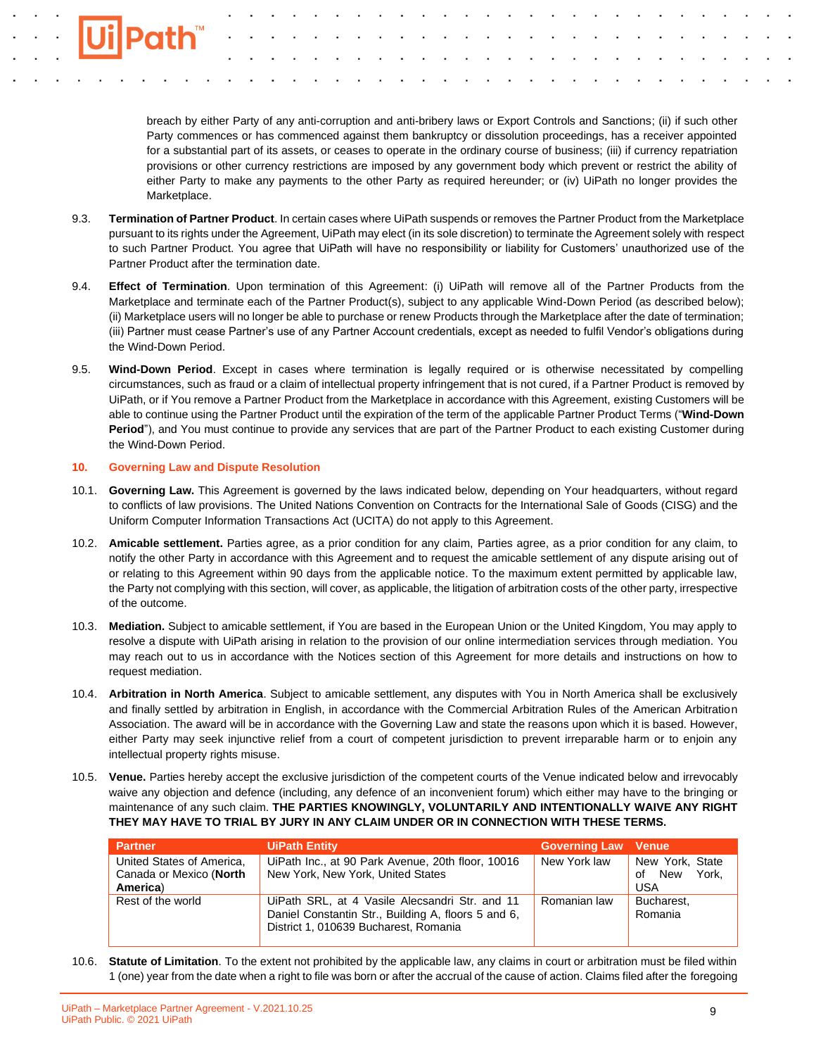breach by either Party of any anti-corruption and anti-bribery laws or Export Controls and Sanctions; (ii) if such other Party commences or has commenced against them bankruptcy or dissolution proceedings, has a receiver appointed for a substantial part of its assets, or ceases to operate in the ordinary course of business; (iii) if currency repatriation provisions or other currency restrictions are imposed by any government body which prevent or restrict the ability of either Party to make any payments to the other Party as required hereunder; or (iv) UiPath no longer provides the Marketplace.

9.3. **Termination of Partner Product**. In certain cases where UiPath suspends or removes the Partner Product from the Marketplace pursuant to its rights under the Agreement, UiPath may elect (in its sole discretion) to terminate the Agreement solely with respect to such Partner Product. You agree that UiPath will have no responsibility or liability for Customers' unauthorized use of the Partner Product after the termination date.

9.4. **Effect of Termination**. Upon termination of this Agreement: (i) UiPath will remove all of the Partner Products from the Marketplace and terminate each of the Partner Product(s), subject to any applicable Wind-Down Period (as described below); (ii) Marketplace users will no longer be able to purchase or renew Products through the Marketplace after the date of termination; (iii) Partner must cease Partner's use of any Partner Account credentials, except as needed to fulfil Vendor's obligations during the Wind-Down Period.

9.5. **Wind-Down Period**. Except in cases where termination is legally required or is otherwise necessitated by compelling circumstances, such as fraud or a claim of intellectual property infringement that is not cured, if a Partner Product is removed by UiPath, or if You remove a Partner Product from the Marketplace in accordance with this Agreement, existing Customers will be able to continue using the Partner Product until the expiration of the term of the applicable Partner Product Terms ("**Wind-Down Period**"), and You must continue to provide any services that are part of the Partner Product to each existing Customer during the Wind-Down Period.

## 10. Governing Law and Dispute Resolution

10.1. **Governing Law.** This Agreement is governed by the laws indicated below, depending on Your headquarters, without regard to conflicts of law provisions. The United Nations Convention on Contracts for the International Sale of Goods (CISG) and the Uniform Computer Information Transactions Act (UCITA) do not apply to this Agreement.

10.2. **Amicable settlement.** Parties agree, as a prior condition for any claim, Parties agree, as a prior condition for any claim, to notify the other Party in accordance with this Agreement and to request the amicable settlement of any dispute arising out of or relating to this Agreement within 90 days from the applicable notice. To the maximum extent permitted by applicable law, the Party not complying with this section, will cover, as applicable, the litigation of arbitration costs of the other party, irrespective of the outcome.

10.3. **Mediation.** Subject to amicable settlement, if You are based in the European Union or the United Kingdom, You may apply to resolve a dispute with UiPath arising in relation to the provision of our online intermediation services through mediation. You may reach out to us in accordance with the Notices section of this Agreement for more details and instructions on how to request mediation.

10.4. **Arbitration in North America**. Subject to amicable settlement, any disputes with You in North America shall be exclusively and finally settled by arbitration in English, in accordance with the Commercial Arbitration Rules of the American Arbitration Association. The award will be in accordance with the Governing Law and state the reasons upon which it is based. However, either Party may seek injunctive relief from a court of competent jurisdiction to prevent irreparable harm or to enjoin any intellectual property rights misuse.

10.5. **Venue.** Parties hereby accept the exclusive jurisdiction of the competent courts of the Venue indicated below and irrevocably waive any objection and defence (including, any defence of an inconvenient forum) which either may have to the bringing or maintenance of any such claim. **THE PARTIES KNOWINGLY, VOLUNTARILY AND INTENTIONALLY WAIVE ANY RIGHT THEY MAY HAVE TO TRIAL BY JURY IN ANY CLAIM UNDER OR IN CONNECTION WITH THESE TERMS.**

| Partner | UiPath Entity | Governing Law | Venue |
|---|---|---|---|
| United States of America, Canada or Mexico (**North America**) | UiPath Inc., at 90 Park Avenue, 20th floor, 10016 New York, New York, United States | New York law | New York, State of New York, USA |
| Rest of the world | UiPath SRL, at 4 Vasile Alecsandri Str. and 11 Daniel Constantin Str., Building A, floors 5 and 6, District 1, 010639 Bucharest, Romania | Romanian law | Bucharest, Romania |

10.6. **Statute of Limitation**. To the extent not prohibited by the applicable law, any claims in court or arbitration must be filed within 1 (one) year from the date when a right to file was born or after the accrual of the cause of action. Claims filed after the foregoing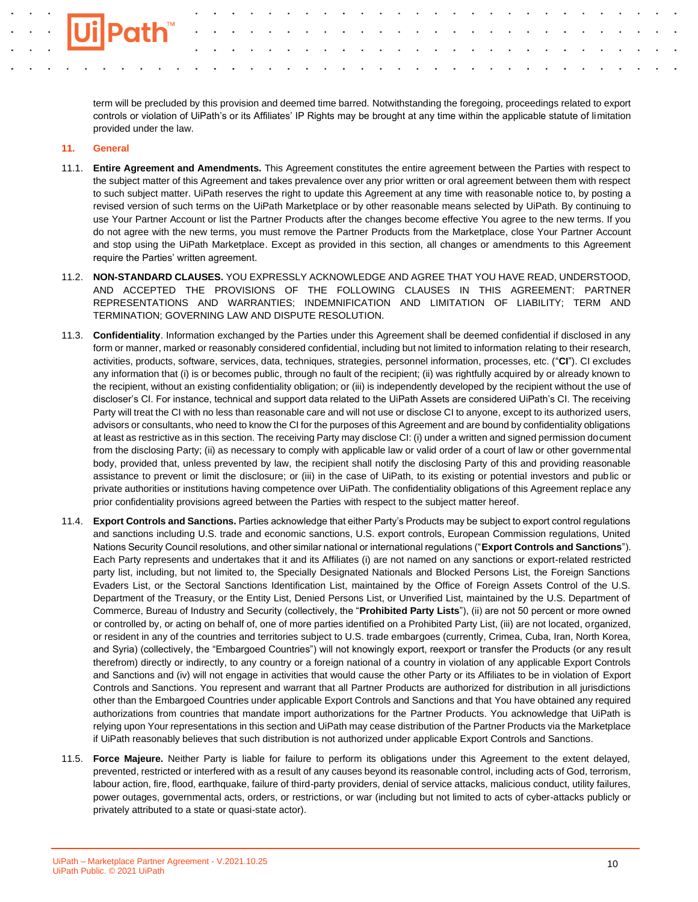term will be precluded by this provision and deemed time barred. Notwithstanding the foregoing, proceedings related to export controls or violation of UiPath's or its Affiliates' IP Rights may be brought at any time within the applicable statute of limitation provided under the law.

## 11. General

11.1. **Entire Agreement and Amendments.** This Agreement constitutes the entire agreement between the Parties with respect to the subject matter of this Agreement and takes prevalence over any prior written or oral agreement between them with respect to such subject matter. UiPath reserves the right to update this Agreement at any time with reasonable notice to, by posting a revised version of such terms on the UiPath Marketplace or by other reasonable means selected by UiPath. By continuing to use Your Partner Account or list the Partner Products after the changes become effective You agree to the new terms. If you do not agree with the new terms, you must remove the Partner Products from the Marketplace, close Your Partner Account and stop using the UiPath Marketplace. Except as provided in this section, all changes or amendments to this Agreement require the Parties' written agreement.

11.2. **NON-STANDARD CLAUSES.** YOU EXPRESSLY ACKNOWLEDGE AND AGREE THAT YOU HAVE READ, UNDERSTOOD, AND ACCEPTED THE PROVISIONS OF THE FOLLOWING CLAUSES IN THIS AGREEMENT: PARTNER REPRESENTATIONS AND WARRANTIES; INDEMNIFICATION AND LIMITATION OF LIABILITY; TERM AND TERMINATION; GOVERNING LAW AND DISPUTE RESOLUTION.

11.3. **Confidentiality**. Information exchanged by the Parties under this Agreement shall be deemed confidential if disclosed in any form or manner, marked or reasonably considered confidential, including but not limited to information relating to their research, activities, products, software, services, data, techniques, strategies, personnel information, processes, etc. ("**CI**"). CI excludes any information that (i) is or becomes public, through no fault of the recipient; (ii) was rightfully acquired by or already known to the recipient, without an existing confidentiality obligation; or (iii) is independently developed by the recipient without the use of discloser's CI. For instance, technical and support data related to the UiPath Assets are considered UiPath's CI. The receiving Party will treat the CI with no less than reasonable care and will not use or disclose CI to anyone, except to its authorized users, advisors or consultants, who need to know the CI for the purposes of this Agreement and are bound by confidentiality obligations at least as restrictive as in this section. The receiving Party may disclose CI: (i) under a written and signed permission document from the disclosing Party; (ii) as necessary to comply with applicable law or valid order of a court of law or other governmental body, provided that, unless prevented by law, the recipient shall notify the disclosing Party of this and providing reasonable assistance to prevent or limit the disclosure; or (iii) in the case of UiPath, to its existing or potential investors and public or private authorities or institutions having competence over UiPath. The confidentiality obligations of this Agreement replace any prior confidentiality provisions agreed between the Parties with respect to the subject matter hereof.

11.4. **Export Controls and Sanctions.** Parties acknowledge that either Party's Products may be subject to export control regulations and sanctions including U.S. trade and economic sanctions, U.S. export controls, European Commission regulations, United Nations Security Council resolutions, and other similar national or international regulations ("**Export Controls and Sanctions**"). Each Party represents and undertakes that it and its Affiliates (i) are not named on any sanctions or export-related restricted party list, including, but not limited to, the Specially Designated Nationals and Blocked Persons List, the Foreign Sanctions Evaders List, or the Sectoral Sanctions Identification List, maintained by the Office of Foreign Assets Control of the U.S. Department of the Treasury, or the Entity List, Denied Persons List, or Unverified List, maintained by the U.S. Department of Commerce, Bureau of Industry and Security (collectively, the "**Prohibited Party Lists**"), (ii) are not 50 percent or more owned or controlled by, or acting on behalf of, one of more parties identified on a Prohibited Party List, (iii) are not located, organized, or resident in any of the countries and territories subject to U.S. trade embargoes (currently, Crimea, Cuba, Iran, North Korea, and Syria) (collectively, the "Embargoed Countries") will not knowingly export, reexport or transfer the Products (or any result therefrom) directly or indirectly, to any country or a foreign national of a country in violation of any applicable Export Controls and Sanctions and (iv) will not engage in activities that would cause the other Party or its Affiliates to be in violation of Export Controls and Sanctions. You represent and warrant that all Partner Products are authorized for distribution in all jurisdictions other than the Embargoed Countries under applicable Export Controls and Sanctions and that You have obtained any required authorizations from countries that mandate import authorizations for the Partner Products. You acknowledge that UiPath is relying upon Your representations in this section and UiPath may cease distribution of the Partner Products via the Marketplace if UiPath reasonably believes that such distribution is not authorized under applicable Export Controls and Sanctions.

11.5. **Force Majeure.** Neither Party is liable for failure to perform its obligations under this Agreement to the extent delayed, prevented, restricted or interfered with as a result of any causes beyond its reasonable control, including acts of God, terrorism, labour action, fire, flood, earthquake, failure of third-party providers, denial of service attacks, malicious conduct, utility failures, power outages, governmental acts, orders, or restrictions, or war (including but not limited to acts of cyber-attacks publicly or privately attributed to a state or quasi-state actor).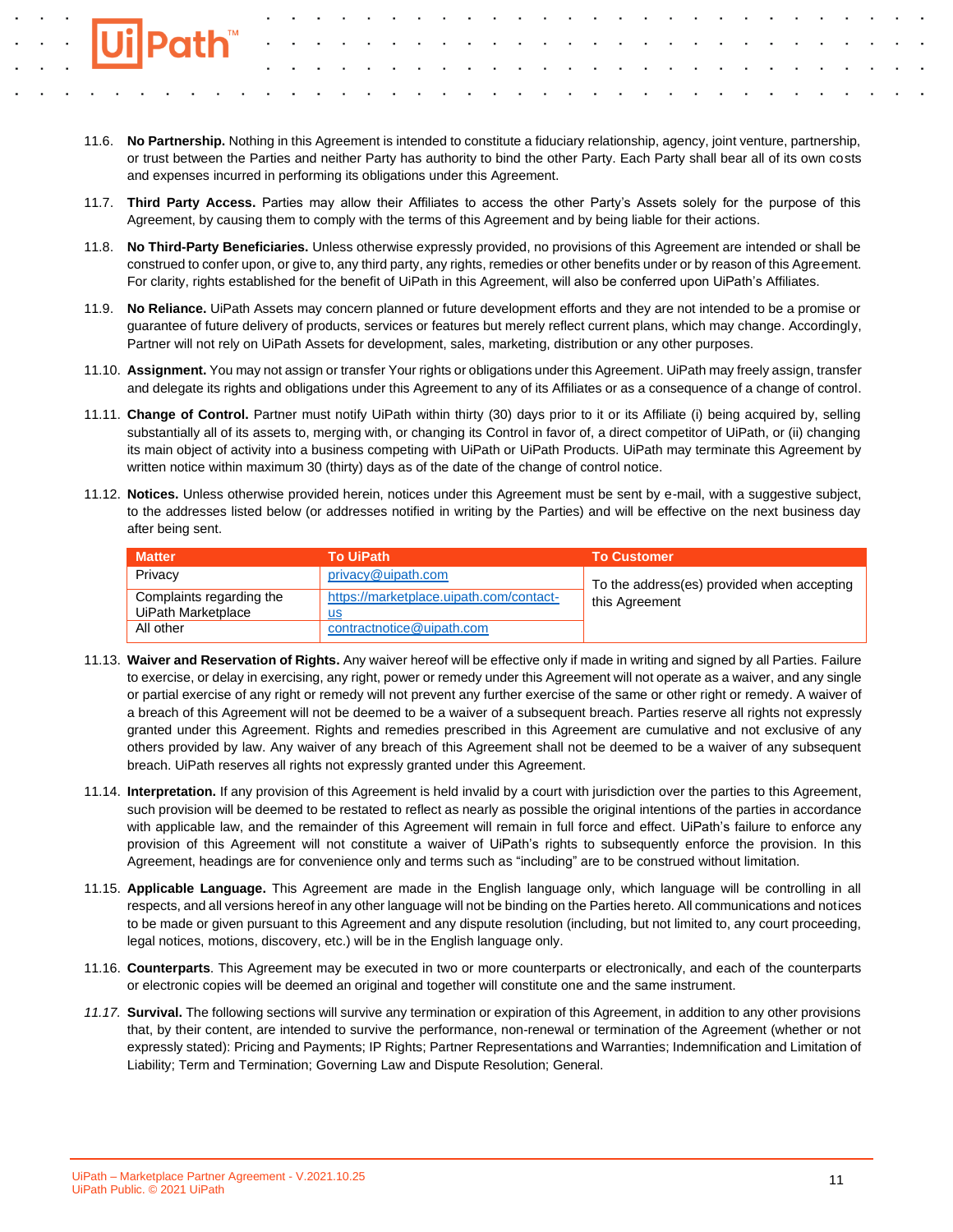11.6. **No Partnership.** Nothing in this Agreement is intended to constitute a fiduciary relationship, agency, joint venture, partnership, or trust between the Parties and neither Party has authority to bind the other Party. Each Party shall bear all of its own costs and expenses incurred in performing its obligations under this Agreement.

11.7. **Third Party Access.** Parties may allow their Affiliates to access the other Party's Assets solely for the purpose of this Agreement, by causing them to comply with the terms of this Agreement and by being liable for their actions.

11.8. **No Third-Party Beneficiaries.** Unless otherwise expressly provided, no provisions of this Agreement are intended or shall be construed to confer upon, or give to, any third party, any rights, remedies or other benefits under or by reason of this Agreement. For clarity, rights established for the benefit of UiPath in this Agreement, will also be conferred upon UiPath's Affiliates.

11.9. **No Reliance.** UiPath Assets may concern planned or future development efforts and they are not intended to be a promise or guarantee of future delivery of products, services or features but merely reflect current plans, which may change. Accordingly, Partner will not rely on UiPath Assets for development, sales, marketing, distribution or any other purposes.

11.10. **Assignment.** You may not assign or transfer Your rights or obligations under this Agreement. UiPath may freely assign, transfer and delegate its rights and obligations under this Agreement to any of its Affiliates or as a consequence of a change of control.

11.11. **Change of Control.** Partner must notify UiPath within thirty (30) days prior to it or its Affiliate (i) being acquired by, selling substantially all of its assets to, merging with, or changing its Control in favor of, a direct competitor of UiPath, or (ii) changing its main object of activity into a business competing with UiPath or UiPath Products. UiPath may terminate this Agreement by written notice within maximum 30 (thirty) days as of the date of the change of control notice.

11.12. **Notices.** Unless otherwise provided herein, notices under this Agreement must be sent by e-mail, with a suggestive subject, to the addresses listed below (or addresses notified in writing by the Parties) and will be effective on the next business day after being sent.

| Matter | To UiPath | To Customer |
|---|---|---|
| Privacy | privacy@uipath.com | To the address(es) provided when accepting this Agreement |
| Complaints regarding the UiPath Marketplace | https://marketplace.uipath.com/contact-us | |
| All other | contractnotice@uipath.com | |

11.13. **Waiver and Reservation of Rights.** Any waiver hereof will be effective only if made in writing and signed by all Parties. Failure to exercise, or delay in exercising, any right, power or remedy under this Agreement will not operate as a waiver, and any single or partial exercise of any right or remedy will not prevent any further exercise of the same or other right or remedy. A waiver of a breach of this Agreement will not be deemed to be a waiver of a subsequent breach. Parties reserve all rights not expressly granted under this Agreement. Rights and remedies prescribed in this Agreement are cumulative and not exclusive of any others provided by law. Any waiver of any breach of this Agreement shall not be deemed to be a waiver of any subsequent breach. UiPath reserves all rights not expressly granted under this Agreement.

11.14. **Interpretation.** If any provision of this Agreement is held invalid by a court with jurisdiction over the parties to this Agreement, such provision will be deemed to be restated to reflect as nearly as possible the original intentions of the parties in accordance with applicable law, and the remainder of this Agreement will remain in full force and effect. UiPath's failure to enforce any provision of this Agreement will not constitute a waiver of UiPath's rights to subsequently enforce the provision. In this Agreement, headings are for convenience only and terms such as "including" are to be construed without limitation.

11.15. **Applicable Language.** This Agreement are made in the English language only, which language will be controlling in all respects, and all versions hereof in any other language will not be binding on the Parties hereto. All communications and notices to be made or given pursuant to this Agreement and any dispute resolution (including, but not limited to, any court proceeding, legal notices, motions, discovery, etc.) will be in the English language only.

11.16. **Counterparts**. This Agreement may be executed in two or more counterparts or electronically, and each of the counterparts or electronic copies will be deemed an original and together will constitute one and the same instrument.

*11.17.* **Survival.** The following sections will survive any termination or expiration of this Agreement, in addition to any other provisions that, by their content, are intended to survive the performance, non-renewal or termination of the Agreement (whether or not expressly stated): Pricing and Payments; IP Rights; Partner Representations and Warranties; Indemnification and Limitation of Liability; Term and Termination; Governing Law and Dispute Resolution; General.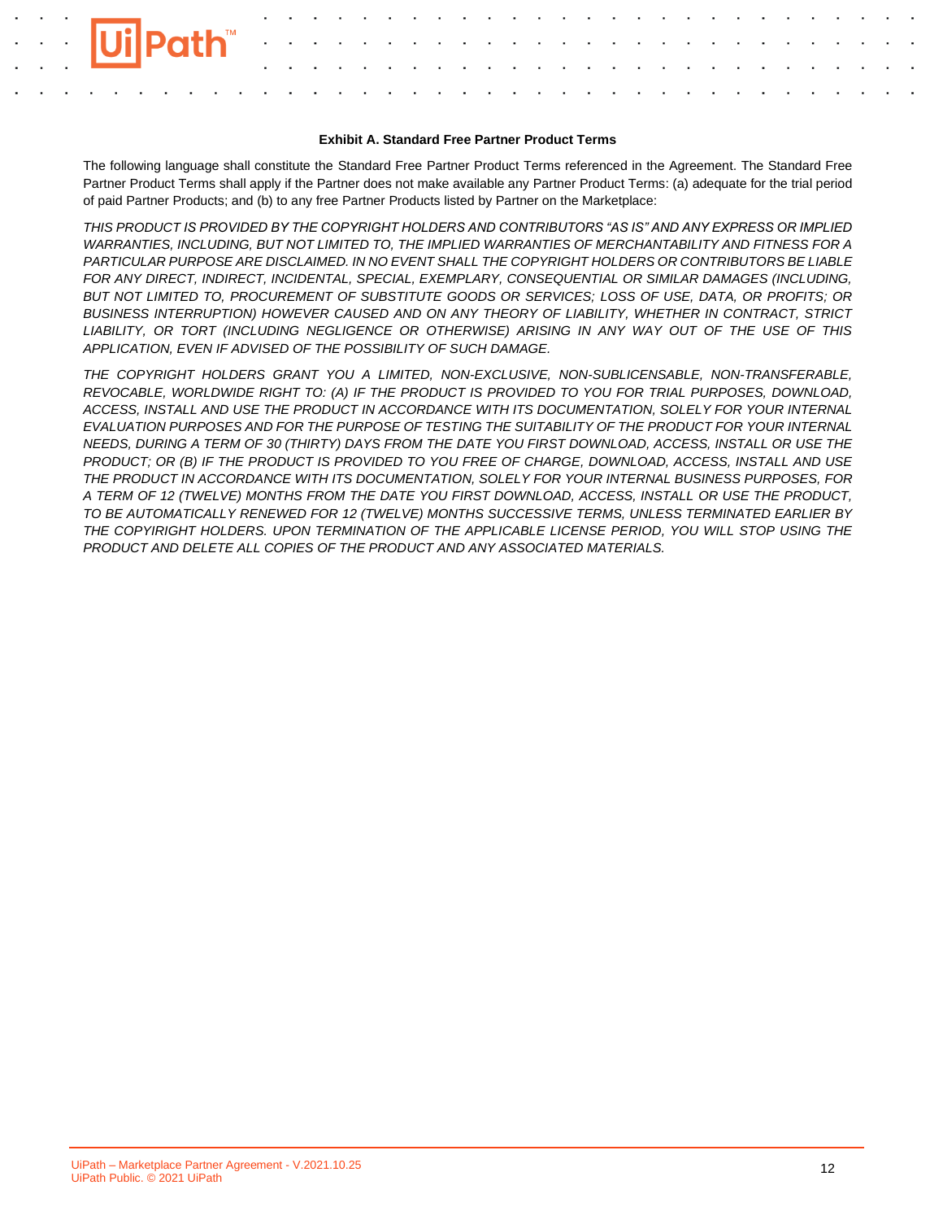**Exhibit A. Standard Free Partner Product Terms**

The following language shall constitute the Standard Free Partner Product Terms referenced in the Agreement. The Standard Free Partner Product Terms shall apply if the Partner does not make available any Partner Product Terms: (a) adequate for the trial period of paid Partner Products; and (b) to any free Partner Products listed by Partner on the Marketplace:

*THIS PRODUCT IS PROVIDED BY THE COPYRIGHT HOLDERS AND CONTRIBUTORS "AS IS" AND ANY EXPRESS OR IMPLIED WARRANTIES, INCLUDING, BUT NOT LIMITED TO, THE IMPLIED WARRANTIES OF MERCHANTABILITY AND FITNESS FOR A PARTICULAR PURPOSE ARE DISCLAIMED. IN NO EVENT SHALL THE COPYRIGHT HOLDERS OR CONTRIBUTORS BE LIABLE FOR ANY DIRECT, INDIRECT, INCIDENTAL, SPECIAL, EXEMPLARY, CONSEQUENTIAL OR SIMILAR DAMAGES (INCLUDING, BUT NOT LIMITED TO, PROCUREMENT OF SUBSTITUTE GOODS OR SERVICES; LOSS OF USE, DATA, OR PROFITS; OR BUSINESS INTERRUPTION) HOWEVER CAUSED AND ON ANY THEORY OF LIABILITY, WHETHER IN CONTRACT, STRICT LIABILITY, OR TORT (INCLUDING NEGLIGENCE OR OTHERWISE) ARISING IN ANY WAY OUT OF THE USE OF THIS APPLICATION, EVEN IF ADVISED OF THE POSSIBILITY OF SUCH DAMAGE.*

*THE COPYRIGHT HOLDERS GRANT YOU A LIMITED, NON-EXCLUSIVE, NON-SUBLICENSABLE, NON-TRANSFERABLE, REVOCABLE, WORLDWIDE RIGHT TO: (A) IF THE PRODUCT IS PROVIDED TO YOU FOR TRIAL PURPOSES, DOWNLOAD, ACCESS, INSTALL AND USE THE PRODUCT IN ACCORDANCE WITH ITS DOCUMENTATION, SOLELY FOR YOUR INTERNAL EVALUATION PURPOSES AND FOR THE PURPOSE OF TESTING THE SUITABILITY OF THE PRODUCT FOR YOUR INTERNAL NEEDS, DURING A TERM OF 30 (THIRTY) DAYS FROM THE DATE YOU FIRST DOWNLOAD, ACCESS, INSTALL OR USE THE PRODUCT; OR (B) IF THE PRODUCT IS PROVIDED TO YOU FREE OF CHARGE, DOWNLOAD, ACCESS, INSTALL AND USE THE PRODUCT IN ACCORDANCE WITH ITS DOCUMENTATION, SOLELY FOR YOUR INTERNAL BUSINESS PURPOSES, FOR A TERM OF 12 (TWELVE) MONTHS FROM THE DATE YOU FIRST DOWNLOAD, ACCESS, INSTALL OR USE THE PRODUCT, TO BE AUTOMATICALLY RENEWED FOR 12 (TWELVE) MONTHS SUCCESSIVE TERMS, UNLESS TERMINATED EARLIER BY THE COPYIRIGHT HOLDERS. UPON TERMINATION OF THE APPLICABLE LICENSE PERIOD, YOU WILL STOP USING THE PRODUCT AND DELETE ALL COPIES OF THE PRODUCT AND ANY ASSOCIATED MATERIALS.*